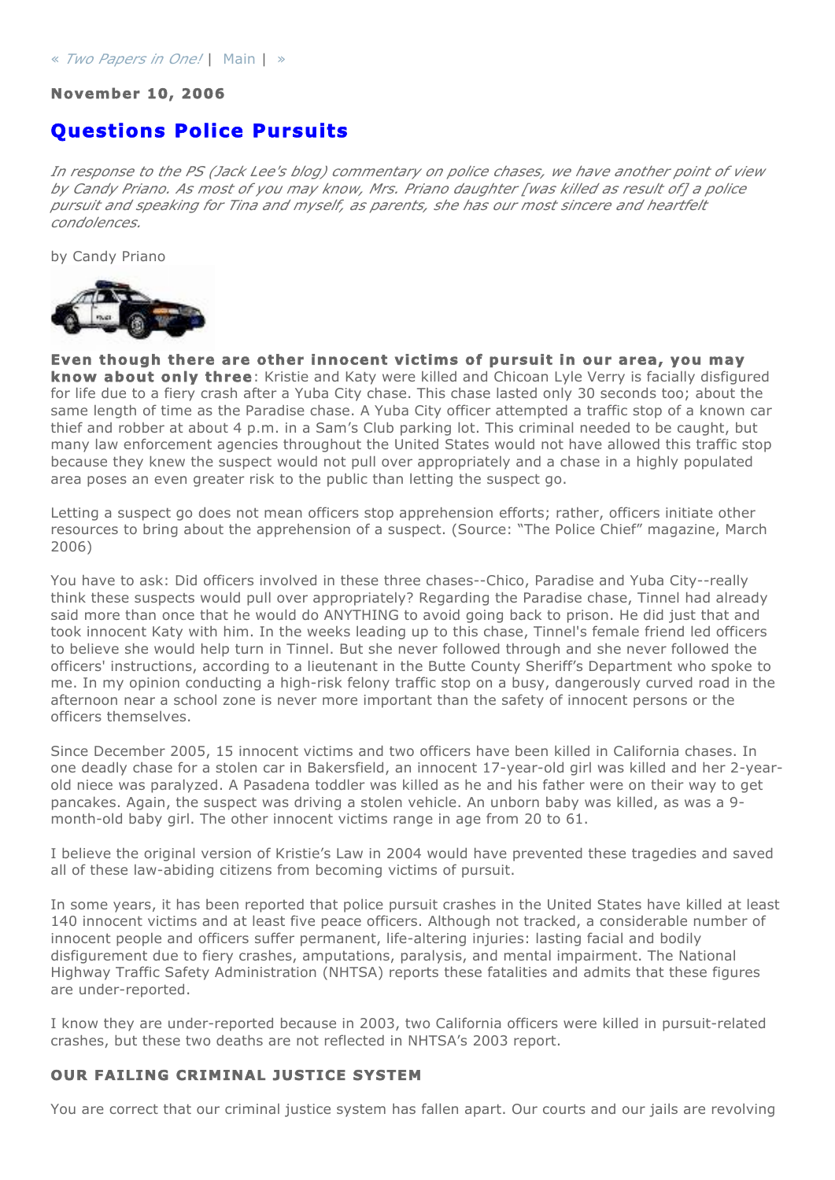« *Two Papers in One!* | Main | »

**November 10, 2006**

# Questions Police Pursuits

*In response to the PS (Jack Lee's blog) commentary on police chases, we have another point of view by Candy Priano. As most of you may know, Mrs. Priano daughter [was killed as result of] a police pursuit and speaking for Tina and myself, as parents, she has our most sincere and heartfelt condolences.*

by Candy Priano

**Even though there are other innocent victims of pursuit in our area, you may know about only three**: Kristie and Katy were killed and Chicoan Lyle Verry is facially disfigured for life due to a fiery crash after a Yuba City chase. This chase lasted only 30 seconds too; about the same length of time as the Paradise chase. A Yuba City officer attempted a traffic stop of a known car thief and robber at about 4 p.m. in a Sam's Club parking lot. This criminal needed to be caught, but many law enforcement agencies throughout the United States would not have allowed this traffic stop because they knew the suspect would not pull over appropriately and a chase in a highly populated area poses an even greater risk to the public than letting the suspect go.

Letting a suspect go does not mean officers stop apprehension efforts; rather, officers initiate other resources to bring about the apprehension of a suspect. (Source: "The Police Chief" magazine, March 2006)

You have to ask: Did officers involved in these three chases--Chico, Paradise and Yuba City--really think these suspects would pull over appropriately? Regarding the Paradise chase, Tinnel had already said more than once that he would do ANYTHING to avoid going back to prison. He did just that and took innocent Katy with him. In the weeks leading up to this chase, Tinnel's female friend led officers to believe she would help turn in Tinnel. But she never followed through and she never followed the officers' instructions, according to a lieutenant in the Butte County Sheriff's Department who spoke to me. In my opinion conducting a high-risk felony traffic stop on a busy, dangerously curved road in the afternoon near a school zone is never more important than the safety of innocent persons or the officers themselves.

Since December 2005, 15 innocent victims and two officers have been killed in California chases. In one deadly chase for a stolen car in Bakersfield, an innocent 17-year-old girl was killed and her 2-year-old niece was paralyzed. A Pasadena toddler was killed as he and his father were on their way to get pancakes. Again, the suspect was driving a stolen vehicle. An unborn baby was killed, as was a 9-month-old baby girl. The other innocent victims range in age from 20 to 61.

I believe the original version of Kristie's Law in 2004 would have prevented these tragedies and saved all of these law-abiding citizens from becoming victims of pursuit.

In some years, it has been reported that police pursuit crashes in the United States have killed at least 140 innocent victims and at least five peace officers. Although not tracked, a considerable number of innocent people and officers suffer permanent, life-altering injuries: lasting facial and bodily disfigurement due to fiery crashes, amputations, paralysis, and mental impairment. The National Highway Traffic Safety Administration (NHTSA) reports these fatalities and admits that these figures are under-reported.

I know they are under-reported because in 2003, two California officers were killed in pursuit-related crashes, but these two deaths are not reflected in NHTSA's 2003 report.

### OUR FAILING CRIMINAL JUSTICE SYSTEM

You are correct that our criminal justice system has fallen apart. Our courts and our jails are revolving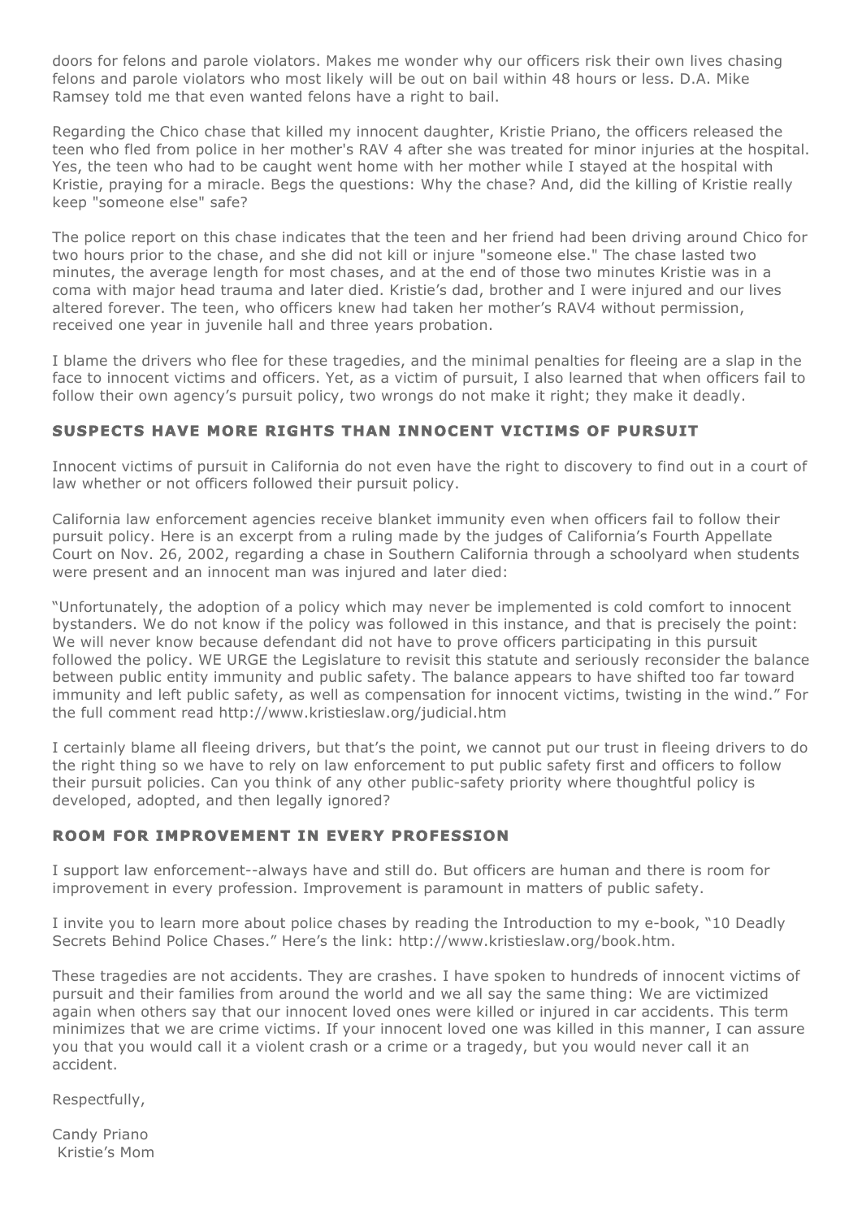doors for felons and parole violators. Makes me wonder why our officers risk their own lives chasing felons and parole violators who most likely will be out on bail within 48 hours or less. D.A. Mike Ramsey told me that even wanted felons have a right to bail.

Regarding the Chico chase that killed my innocent daughter, Kristie Priano, the officers released the teen who fled from police in her mother's RAV 4 after she was treated for minor injuries at the hospital. Yes, the teen who had to be caught went home with her mother while I stayed at the hospital with Kristie, praying for a miracle. Begs the questions: Why the chase? And, did the killing of Kristie really keep "someone else" safe?

The police report on this chase indicates that the teen and her friend had been driving around Chico for two hours prior to the chase, and she did not kill or injure "someone else." The chase lasted two minutes, the average length for most chases, and at the end of those two minutes Kristie was in a coma with major head trauma and later died. Kristie's dad, brother and I were injured and our lives altered forever. The teen, who officers knew had taken her mother's RAV4 without permission, received one year in juvenile hall and three years probation.

I blame the drivers who flee for these tragedies, and the minimal penalties for fleeing are a slap in the face to innocent victims and officers. Yet, as a victim of pursuit, I also learned that when officers fail to follow their own agency's pursuit policy, two wrongs do not make it right; they make it deadly.

## SUSPECTS HAVE MORE RIGHTS THAN INNOCENT VICTIMS OF PURSUIT

Innocent victims of pursuit in California do not even have the right to discovery to find out in a court of law whether or not officers followed their pursuit policy.

California law enforcement agencies receive blanket immunity even when officers fail to follow their pursuit policy. Here is an excerpt from a ruling made by the judges of California's Fourth Appellate Court on Nov. 26, 2002, regarding a chase in Southern California through a schoolyard when students were present and an innocent man was injured and later died:

"Unfortunately, the adoption of a policy which may never be implemented is cold comfort to innocent bystanders. We do not know if the policy was followed in this instance, and that is precisely the point: We will never know because defendant did not have to prove officers participating in this pursuit followed the policy. WE URGE the Legislature to revisit this statute and seriously reconsider the balance between public entity immunity and public safety. The balance appears to have shifted too far toward immunity and left public safety, as well as compensation for innocent victims, twisting in the wind." For the full comment read http://www.kristieslaw.org/judicial.htm

I certainly blame all fleeing drivers, but that's the point, we cannot put our trust in fleeing drivers to do the right thing so we have to rely on law enforcement to put public safety first and officers to follow their pursuit policies. Can you think of any other public-safety priority where thoughtful policy is developed, adopted, and then legally ignored?

## ROOM FOR IMPROVEMENT IN EVERY PROFESSION

I support law enforcement--always have and still do. But officers are human and there is room for improvement in every profession. Improvement is paramount in matters of public safety.

I invite you to learn more about police chases by reading the Introduction to my e-book, "10 Deadly Secrets Behind Police Chases." Here's the link: http://www.kristieslaw.org/book.htm.

These tragedies are not accidents. They are crashes. I have spoken to hundreds of innocent victims of pursuit and their families from around the world and we all say the same thing: We are victimized again when others say that our innocent loved ones were killed or injured in car accidents. This term minimizes that we are crime victims. If your innocent loved one was killed in this manner, I can assure you that you would call it a violent crash or a crime or a tragedy, but you would never call it an accident.

Respectfully,

Candy Priano
Kristie's Mom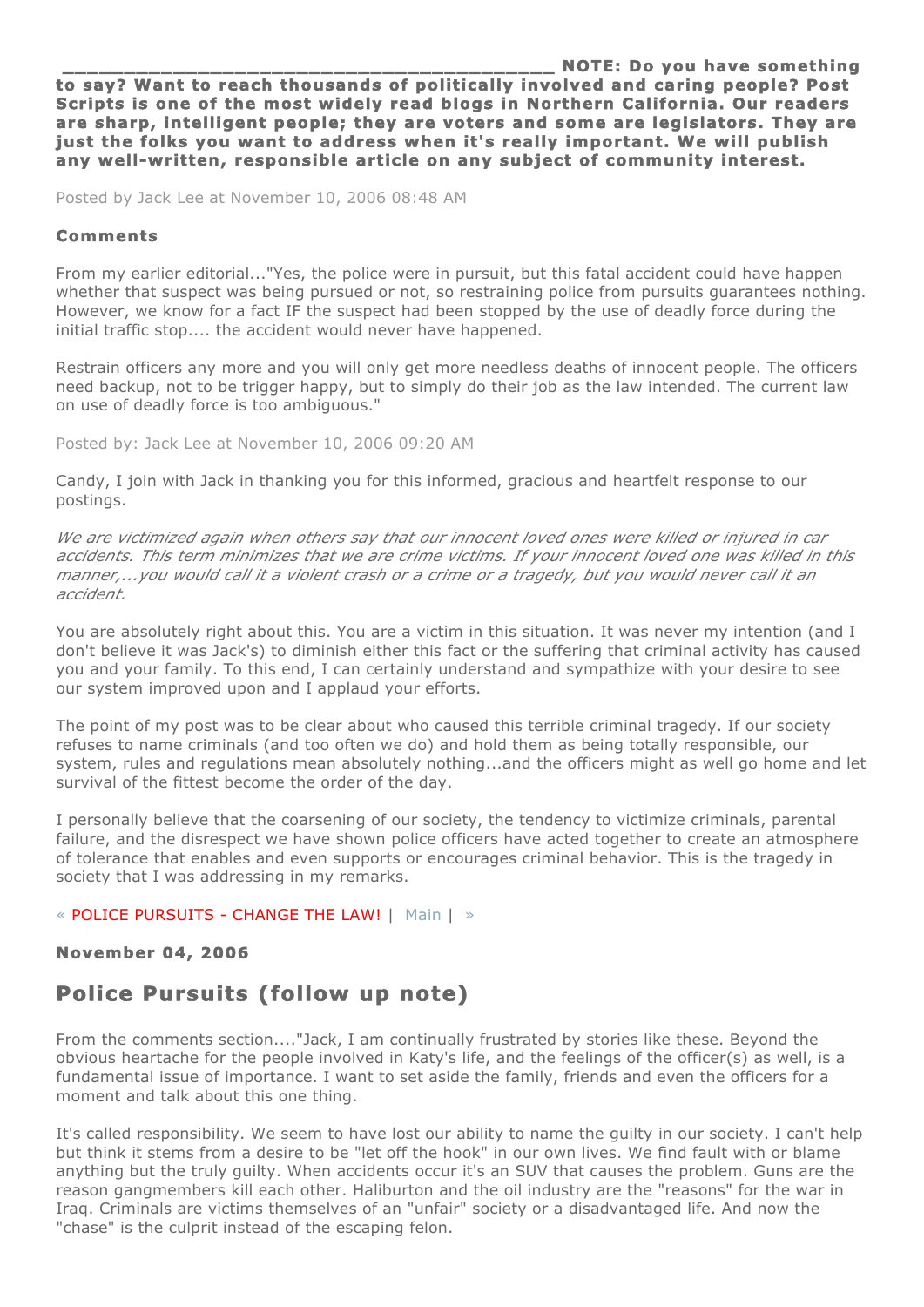**_____________________________________________ NOTE: Do you have something to say? Want to reach thousands of politically involved and caring people? Post Scripts is one of the most widely read blogs in Northern California. Our readers are sharp, intelligent people; they are voters and some are legislators. They are just the folks you want to address when it's really important. We will publish any well-written, responsible article on any subject of community interest.**

Posted by Jack Lee at November 10, 2006 08:48 AM

### Comments

From my earlier editorial..."Yes, the police were in pursuit, but this fatal accident could have happen whether that suspect was being pursued or not, so restraining police from pursuits guarantees nothing. However, we know for a fact IF the suspect had been stopped by the use of deadly force during the initial traffic stop.... the accident would never have happened.

Restrain officers any more and you will only get more needless deaths of innocent people. The officers need backup, not to be trigger happy, but to simply do their job as the law intended. The current law on use of deadly force is too ambiguous."

Posted by: Jack Lee at November 10, 2006 09:20 AM

Candy, I join with Jack in thanking you for this informed, gracious and heartfelt response to our postings.

*We are victimized again when others say that our innocent loved ones were killed or injured in car accidents. This term minimizes that we are crime victims. If your innocent loved one was killed in this manner,...you would call it a violent crash or a crime or a tragedy, but you would never call it an accident.*

You are absolutely right about this. You are a victim in this situation. It was never my intention (and I don't believe it was Jack's) to diminish either this fact or the suffering that criminal activity has caused you and your family. To this end, I can certainly understand and sympathize with your desire to see our system improved upon and I applaud your efforts.

The point of my post was to be clear about who caused this terrible criminal tragedy. If our society refuses to name criminals (and too often we do) and hold them as being totally responsible, our system, rules and regulations mean absolutely nothing...and the officers might as well go home and let survival of the fittest become the order of the day.

I personally believe that the coarsening of our society, the tendency to victimize criminals, parental failure, and the disrespect we have shown police officers have acted together to create an atmosphere of tolerance that enables and even supports or encourages criminal behavior. This is the tragedy in society that I was addressing in my remarks.

« POLICE PURSUITS - CHANGE THE LAW! | Main | »

### November 04, 2006

## Police Pursuits (follow up note)

From the comments section...."Jack, I am continually frustrated by stories like these. Beyond the obvious heartache for the people involved in Katy's life, and the feelings of the officer(s) as well, is a fundamental issue of importance. I want to set aside the family, friends and even the officers for a moment and talk about this one thing.

It's called responsibility. We seem to have lost our ability to name the guilty in our society. I can't help but think it stems from a desire to be "let off the hook" in our own lives. We find fault with or blame anything but the truly guilty. When accidents occur it's an SUV that causes the problem. Guns are the reason gangmembers kill each other. Haliburton and the oil industry are the "reasons" for the war in Iraq. Criminals are victims themselves of an "unfair" society or a disadvantaged life. And now the "chase" is the culprit instead of the escaping felon.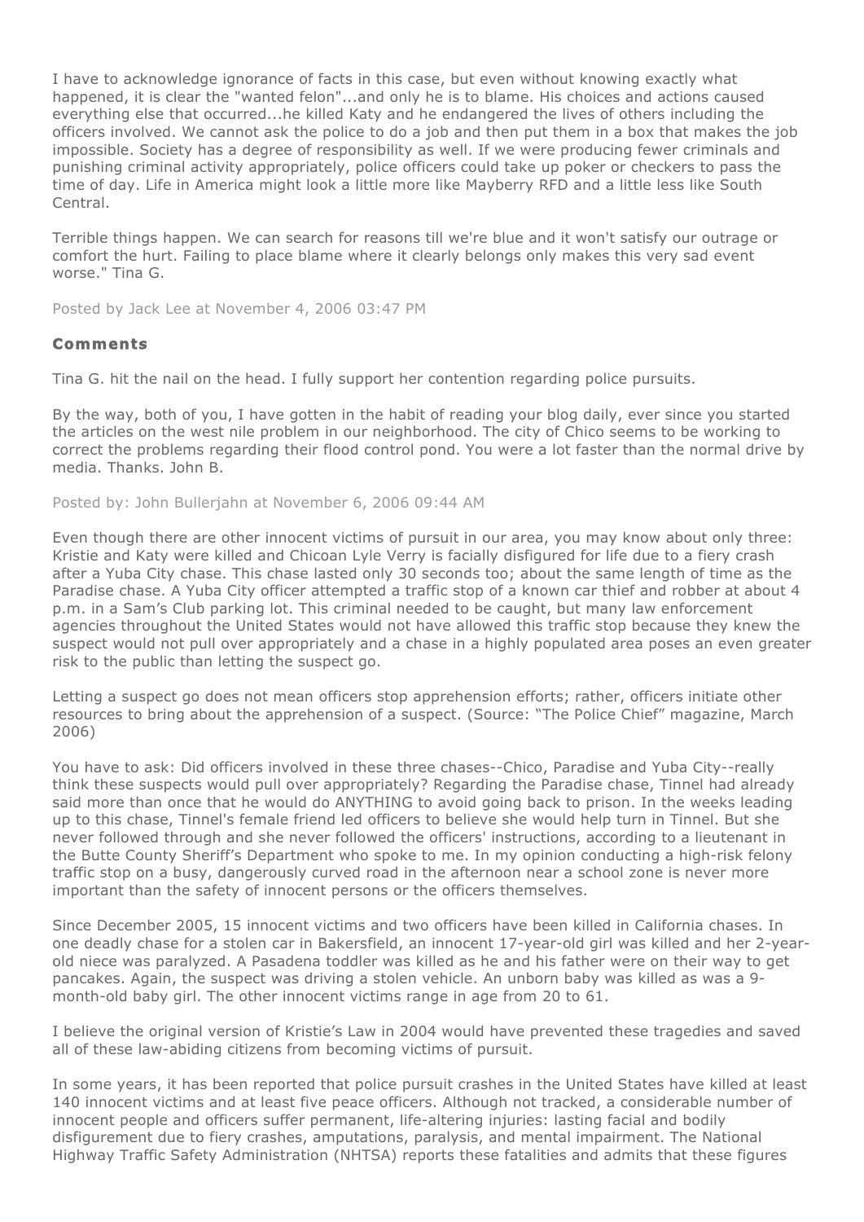I have to acknowledge ignorance of facts in this case, but even without knowing exactly what happened, it is clear the "wanted felon"...and only he is to blame. His choices and actions caused everything else that occurred...he killed Katy and he endangered the lives of others including the officers involved. We cannot ask the police to do a job and then put them in a box that makes the job impossible. Society has a degree of responsibility as well. If we were producing fewer criminals and punishing criminal activity appropriately, police officers could take up poker or checkers to pass the time of day. Life in America might look a little more like Mayberry RFD and a little less like South Central.

Terrible things happen. We can search for reasons till we're blue and it won't satisfy our outrage or comfort the hurt. Failing to place blame where it clearly belongs only makes this very sad event worse." Tina G.

Posted by Jack Lee at November 4, 2006 03:47 PM

### Comments

Tina G. hit the nail on the head. I fully support her contention regarding police pursuits.

By the way, both of you, I have gotten in the habit of reading your blog daily, ever since you started the articles on the west nile problem in our neighborhood. The city of Chico seems to be working to correct the problems regarding their flood control pond. You were a lot faster than the normal drive by media. Thanks. John B.

Posted by: John Bullerjahn at November 6, 2006 09:44 AM

Even though there are other innocent victims of pursuit in our area, you may know about only three: Kristie and Katy were killed and Chicoan Lyle Verry is facially disfigured for life due to a fiery crash after a Yuba City chase. This chase lasted only 30 seconds too; about the same length of time as the Paradise chase. A Yuba City officer attempted a traffic stop of a known car thief and robber at about 4 p.m. in a Sam's Club parking lot. This criminal needed to be caught, but many law enforcement agencies throughout the United States would not have allowed this traffic stop because they knew the suspect would not pull over appropriately and a chase in a highly populated area poses an even greater risk to the public than letting the suspect go.

Letting a suspect go does not mean officers stop apprehension efforts; rather, officers initiate other resources to bring about the apprehension of a suspect. (Source: "The Police Chief" magazine, March 2006)

You have to ask: Did officers involved in these three chases--Chico, Paradise and Yuba City--really think these suspects would pull over appropriately? Regarding the Paradise chase, Tinnel had already said more than once that he would do ANYTHING to avoid going back to prison. In the weeks leading up to this chase, Tinnel's female friend led officers to believe she would help turn in Tinnel. But she never followed through and she never followed the officers' instructions, according to a lieutenant in the Butte County Sheriff's Department who spoke to me. In my opinion conducting a high-risk felony traffic stop on a busy, dangerously curved road in the afternoon near a school zone is never more important than the safety of innocent persons or the officers themselves.

Since December 2005, 15 innocent victims and two officers have been killed in California chases. In one deadly chase for a stolen car in Bakersfield, an innocent 17-year-old girl was killed and her 2-year-old niece was paralyzed. A Pasadena toddler was killed as he and his father were on their way to get pancakes. Again, the suspect was driving a stolen vehicle. An unborn baby was killed as was a 9-month-old baby girl. The other innocent victims range in age from 20 to 61.

I believe the original version of Kristie's Law in 2004 would have prevented these tragedies and saved all of these law-abiding citizens from becoming victims of pursuit.

In some years, it has been reported that police pursuit crashes in the United States have killed at least 140 innocent victims and at least five peace officers. Although not tracked, a considerable number of innocent people and officers suffer permanent, life-altering injuries: lasting facial and bodily disfigurement due to fiery crashes, amputations, paralysis, and mental impairment. The National Highway Traffic Safety Administration (NHTSA) reports these fatalities and admits that these figures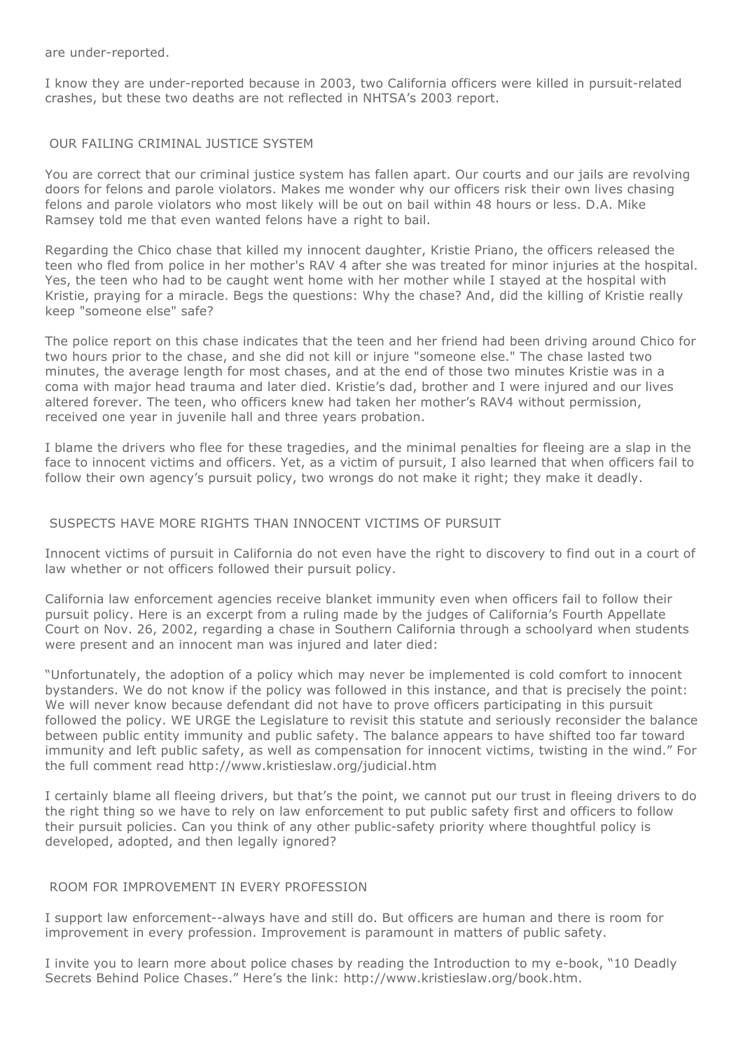are under-reported.

I know they are under-reported because in 2003, two California officers were killed in pursuit-related crashes, but these two deaths are not reflected in NHTSA's 2003 report.

## OUR FAILING CRIMINAL JUSTICE SYSTEM

You are correct that our criminal justice system has fallen apart. Our courts and our jails are revolving doors for felons and parole violators. Makes me wonder why our officers risk their own lives chasing felons and parole violators who most likely will be out on bail within 48 hours or less. D.A. Mike Ramsey told me that even wanted felons have a right to bail.

Regarding the Chico chase that killed my innocent daughter, Kristie Priano, the officers released the teen who fled from police in her mother's RAV 4 after she was treated for minor injuries at the hospital. Yes, the teen who had to be caught went home with her mother while I stayed at the hospital with Kristie, praying for a miracle. Begs the questions: Why the chase? And, did the killing of Kristie really keep "someone else" safe?

The police report on this chase indicates that the teen and her friend had been driving around Chico for two hours prior to the chase, and she did not kill or injure "someone else." The chase lasted two minutes, the average length for most chases, and at the end of those two minutes Kristie was in a coma with major head trauma and later died. Kristie's dad, brother and I were injured and our lives altered forever. The teen, who officers knew had taken her mother's RAV4 without permission, received one year in juvenile hall and three years probation.

I blame the drivers who flee for these tragedies, and the minimal penalties for fleeing are a slap in the face to innocent victims and officers. Yet, as a victim of pursuit, I also learned that when officers fail to follow their own agency's pursuit policy, two wrongs do not make it right; they make it deadly.

## SUSPECTS HAVE MORE RIGHTS THAN INNOCENT VICTIMS OF PURSUIT

Innocent victims of pursuit in California do not even have the right to discovery to find out in a court of law whether or not officers followed their pursuit policy.

California law enforcement agencies receive blanket immunity even when officers fail to follow their pursuit policy. Here is an excerpt from a ruling made by the judges of California's Fourth Appellate Court on Nov. 26, 2002, regarding a chase in Southern California through a schoolyard when students were present and an innocent man was injured and later died:

"Unfortunately, the adoption of a policy which may never be implemented is cold comfort to innocent bystanders. We do not know if the policy was followed in this instance, and that is precisely the point: We will never know because defendant did not have to prove officers participating in this pursuit followed the policy. WE URGE the Legislature to revisit this statute and seriously reconsider the balance between public entity immunity and public safety. The balance appears to have shifted too far toward immunity and left public safety, as well as compensation for innocent victims, twisting in the wind." For the full comment read http://www.kristieslaw.org/judicial.htm

I certainly blame all fleeing drivers, but that's the point, we cannot put our trust in fleeing drivers to do the right thing so we have to rely on law enforcement to put public safety first and officers to follow their pursuit policies. Can you think of any other public-safety priority where thoughtful policy is developed, adopted, and then legally ignored?

## ROOM FOR IMPROVEMENT IN EVERY PROFESSION

I support law enforcement--always have and still do. But officers are human and there is room for improvement in every profession. Improvement is paramount in matters of public safety.

I invite you to learn more about police chases by reading the Introduction to my e-book, "10 Deadly Secrets Behind Police Chases." Here's the link: http://www.kristieslaw.org/book.htm.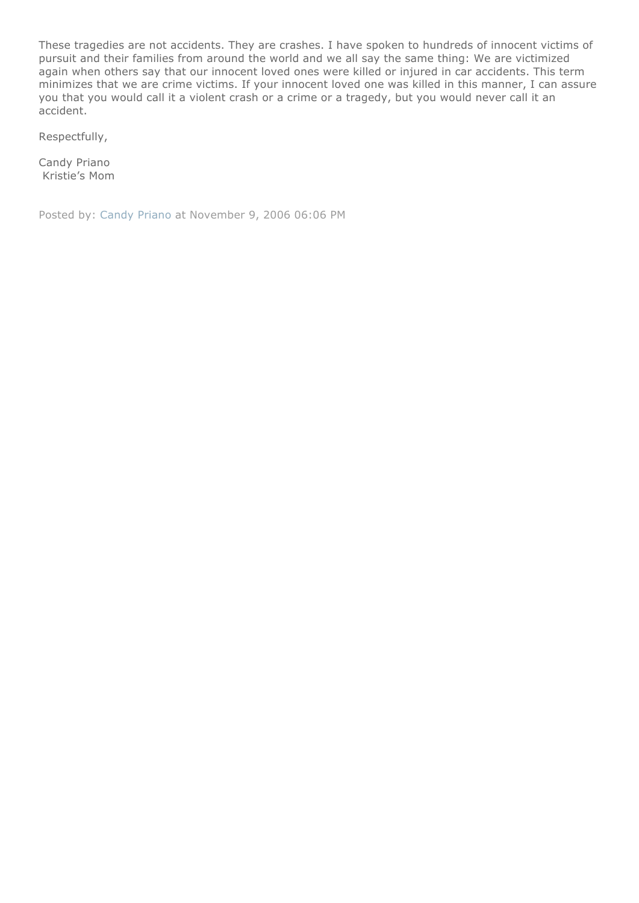These tragedies are not accidents. They are crashes. I have spoken to hundreds of innocent victims of pursuit and their families from around the world and we all say the same thing: We are victimized again when others say that our innocent loved ones were killed or injured in car accidents. This term minimizes that we are crime victims. If your innocent loved one was killed in this manner, I can assure you that you would call it a violent crash or a crime or a tragedy, but you would never call it an accident.

Respectfully,

Candy Priano
Kristie's Mom

Posted by: Candy Priano at November 9, 2006 06:06 PM